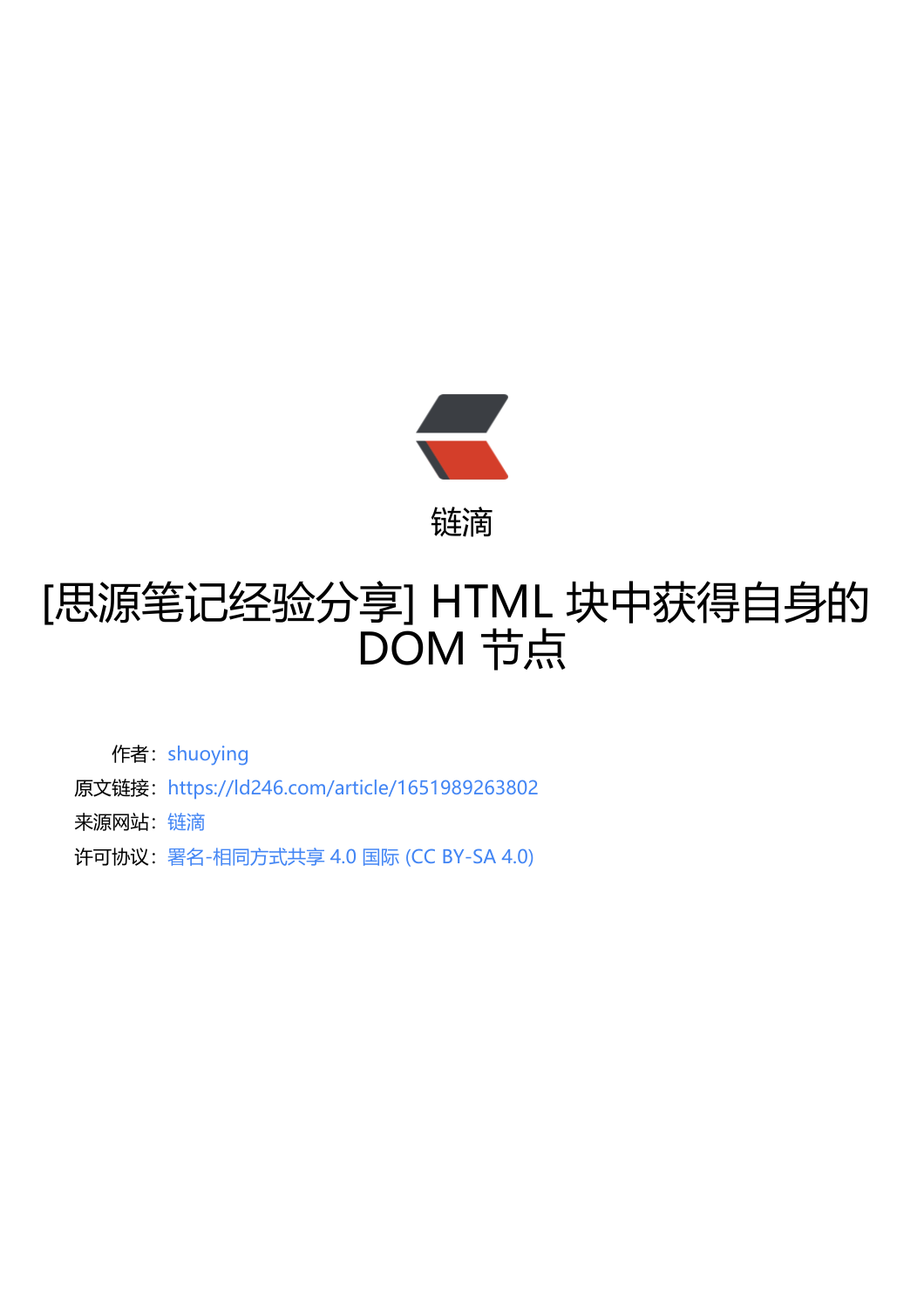链滴

# [思源笔记经验分享] HTML 块中获得自身的 DOM 节点

作者：shuoying

原文链接：https://ld246.com/article/1651989263802

来源网站：链滴

许可协议：署名-相同方式共享 4.0 国际 (CC BY-SA 4.0)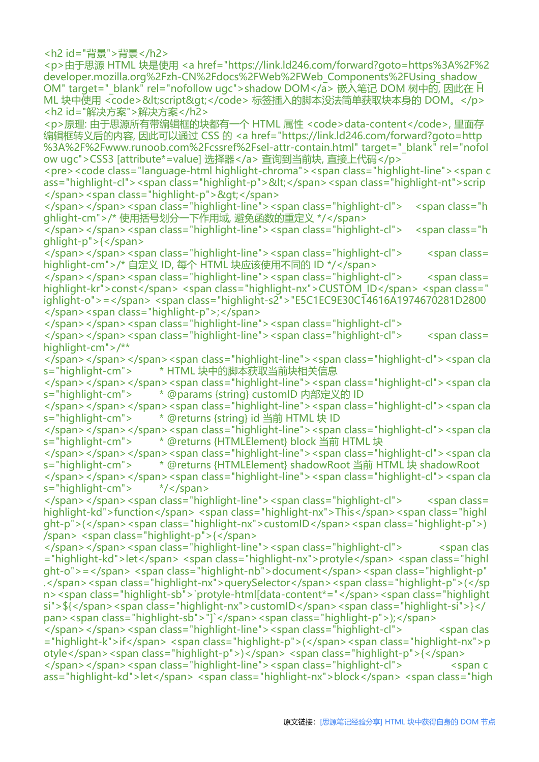```
<h2 id="背景">背景</h2>
<p>由于思源 HTML 块是使用 <a href="https://link.ld246.com/forward?goto=https%3A%2F%2Fdeveloper.mozilla.org%2Fzh-CN%2Fdocs%2FWeb%2FWeb_Components%2FUsing_shadow_DOM" target="_blank" rel="nofollow ugc">shadow DOM</a> 嵌入笔记 DOM 树中的, 因此在 HTML 块中使用 <code>&lt;script&gt;</code> 标签插入的脚本没法简单获取块本身的 DOM。</p>
<h2 id="解决方案">解决方案</h2>
<p>原理: 由于思源所有带编辑框的块都有一个 HTML 属性 <code>data-content</code>, 里面存编辑框转义后的内容, 因此可以通过 CSS 的 <a href="https://link.ld246.com/forward?goto=http%3A%2F%2Fwww.runoob.com%2Fcssref%2Fsel-attr-contain.html" target="_blank" rel="nofollow ugc">CSS3 [attribute*=value] 选择器</a> 查询到当前块, 直接上代码</p>
<pre><code class="language-html highlight-chroma"><span class="highlight-line"><span class="highlight-cl"><span class="highlight-p">&lt;</span><span class="highlight-nt">script</span><span class="highlight-p">&gt;</span>
</span></span><span class="highlight-line"><span class="highlight-cl">    <span class="highlight-cm">/* 使用括号划分一下作用域, 避免函数的重定义 */</span>
</span></span><span class="highlight-line"><span class="highlight-cl">    <span class="highlight-p">{</span>
</span></span><span class="highlight-line"><span class="highlight-cl">        <span class="highlight-cm">/* 自定义 ID, 每个 HTML 块应该使用不同的 ID */</span>
</span></span><span class="highlight-line"><span class="highlight-cl">        <span class="highlight-kr">const</span> <span class="highlight-nx">CUSTOM_ID</span> <span class="highlight-o">=</span> <span class="highlight-s2">"E5C1EC9E30C14616A1974670281D2800"</span><span class="highlight-p">;</span>
</span></span><span class="highlight-line"><span class="highlight-cl">
</span></span><span class="highlight-line"><span class="highlight-cl">        <span class="highlight-cm">/**
</span></span></span><span class="highlight-line"><span class="highlight-cl"><span class="highlight-cm">         * HTML 块中的脚本获取当前块相关信息
</span></span></span><span class="highlight-line"><span class="highlight-cl"><span class="highlight-cm">         * @params {string} customID 内部定义的 ID
</span></span></span><span class="highlight-line"><span class="highlight-cl"><span class="highlight-cm">         * @returns {string} id 当前 HTML 块 ID
</span></span></span><span class="highlight-line"><span class="highlight-cl"><span class="highlight-cm">         * @returns {HTMLElement} block 当前 HTML 块
</span></span></span><span class="highlight-line"><span class="highlight-cl"><span class="highlight-cm">         * @returns {HTMLElement} shadowRoot 当前 HTML 块 shadowRoot
</span></span></span><span class="highlight-line"><span class="highlight-cl"><span class="highlight-cm">         */</span>
</span></span><span class="highlight-line"><span class="highlight-cl">        <span class="highlight-kd">function</span> <span class="highlight-nx">This</span><span class="highlight-p">(</span><span class="highlight-nx">customID</span><span class="highlight-p">)</span> <span class="highlight-p">{</span>
</span></span><span class="highlight-line"><span class="highlight-cl">            <span class="highlight-kd">let</span> <span class="highlight-nx">protyle</span> <span class="highlight-o">=</span> <span class="highlight-nb">document</span><span class="highlight-p">.</span><span class="highlight-nx">querySelector</span><span class="highlight-p">(</span><span class="highlight-sb">`protyle-html[data-content*="</span><span class="highlight-si">${</span><span class="highlight-nx">customID</span><span class="highlight-si">}</span><span class="highlight-sb">"]`</span><span class="highlight-p">);</span>
</span></span><span class="highlight-line"><span class="highlight-cl">            <span class="highlight-k">if</span> <span class="highlight-p">(</span><span class="highlight-nx">protyle</span><span class="highlight-p">)</span> <span class="highlight-p">{</span>
</span></span><span class="highlight-line"><span class="highlight-cl">                <span class="highlight-kd">let</span> <span class="highlight-nx">block</span> <span class="high
```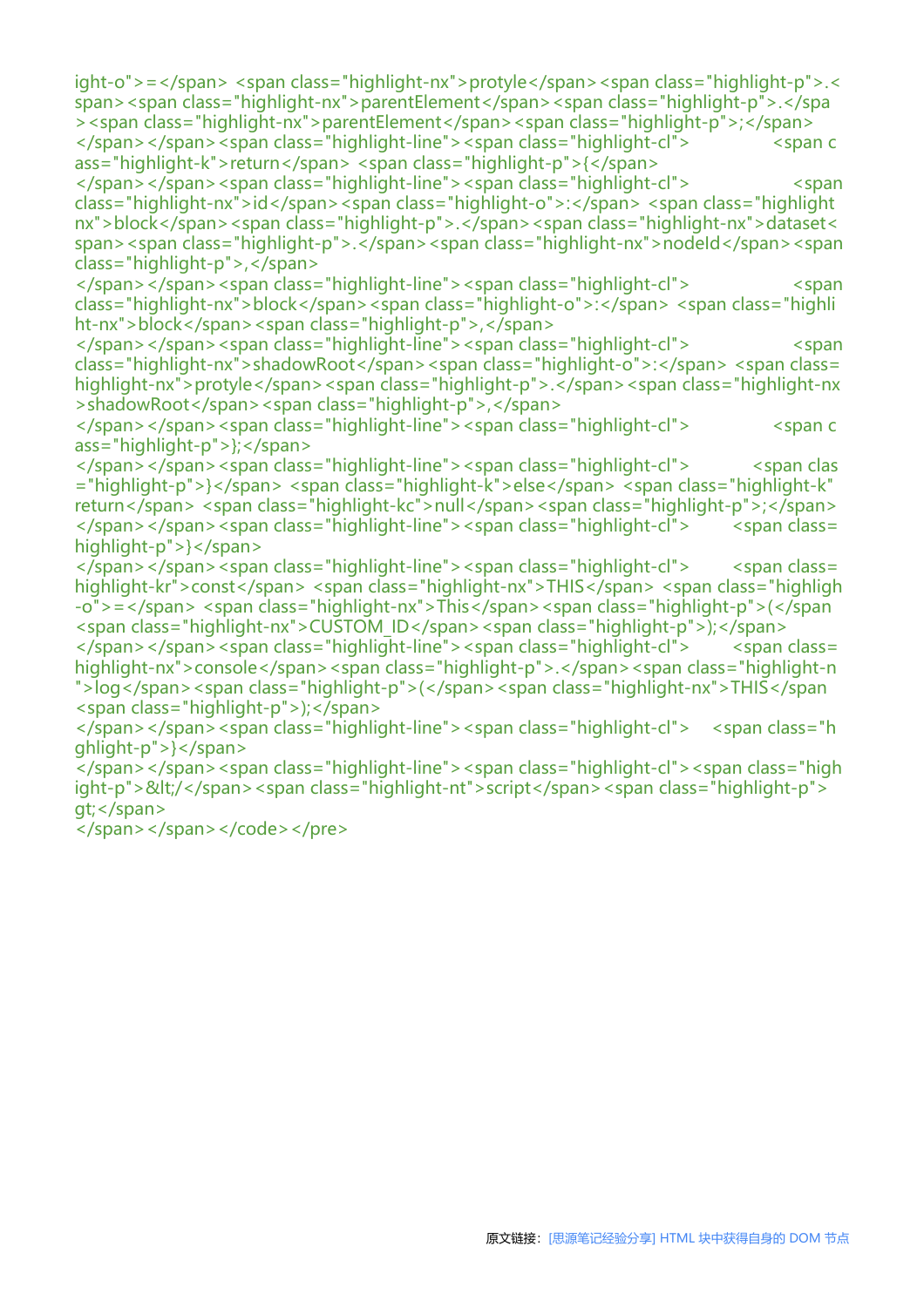```
ight-o">=</span> <span class="highlight-nx">protyle</span><span class="highlight-p">.<span><span class="highlight-nx">parentElement</span><span class="highlight-p">.</span><span class="highlight-nx">parentElement</span><span class="highlight-p">;</span>
</span></span><span class="highlight-line"><span class="highlight-cl">            <span class="highlight-k">return</span> <span class="highlight-p">{</span>
</span></span><span class="highlight-line"><span class="highlight-cl">                <span class="highlight-nx">id</span><span class="highlight-o">:</span> <span class="highlight-nx">block</span><span class="highlight-p">.</span><span class="highlight-nx">dataset</span><span class="highlight-p">.</span><span class="highlight-nx">nodeId</span><span class="highlight-p">,</span>
</span></span><span class="highlight-line"><span class="highlight-cl">                <span class="highlight-nx">block</span><span class="highlight-o">:</span> <span class="highlight-nx">block</span><span class="highlight-p">,</span>
</span></span><span class="highlight-line"><span class="highlight-cl">                <span class="highlight-nx">shadowRoot</span><span class="highlight-o">:</span> <span class="highlight-nx">protyle</span><span class="highlight-p">.</span><span class="highlight-nx">shadowRoot</span><span class="highlight-p">,</span>
</span></span><span class="highlight-line"><span class="highlight-cl">            <span class="highlight-p">};</span>
</span></span><span class="highlight-line"><span class="highlight-cl">        <span class="highlight-p">}</span> <span class="highlight-k">else</span> <span class="highlight-k">return</span> <span class="highlight-kc">null</span><span class="highlight-p">;</span>
</span></span><span class="highlight-line"><span class="highlight-cl">    <span class="highlight-p">}</span>
</span></span><span class="highlight-line"><span class="highlight-cl">    <span class="highlight-kr">const</span> <span class="highlight-nx">THIS</span> <span class="highlight-o">=</span> <span class="highlight-nx">This</span><span class="highlight-p">(</span><span class="highlight-nx">CUSTOM_ID</span><span class="highlight-p">);</span>
</span></span><span class="highlight-line"><span class="highlight-cl">    <span class="highlight-nx">console</span><span class="highlight-p">.</span><span class="highlight-nx">log</span><span class="highlight-p">(</span><span class="highlight-nx">THIS</span><span class="highlight-p">);</span>
</span></span><span class="highlight-line"><span class="highlight-cl">  <span class="highlight-p">}</span>
</span></span><span class="highlight-line"><span class="highlight-cl"><span class="highlight-p">&lt;/</span><span class="highlight-nt">script</span><span class="highlight-p">>gt;</span>
</span></span></code></pre>
```

原文链接：[思源笔记经验分享] HTML 块中获得自身的 DOM 节点